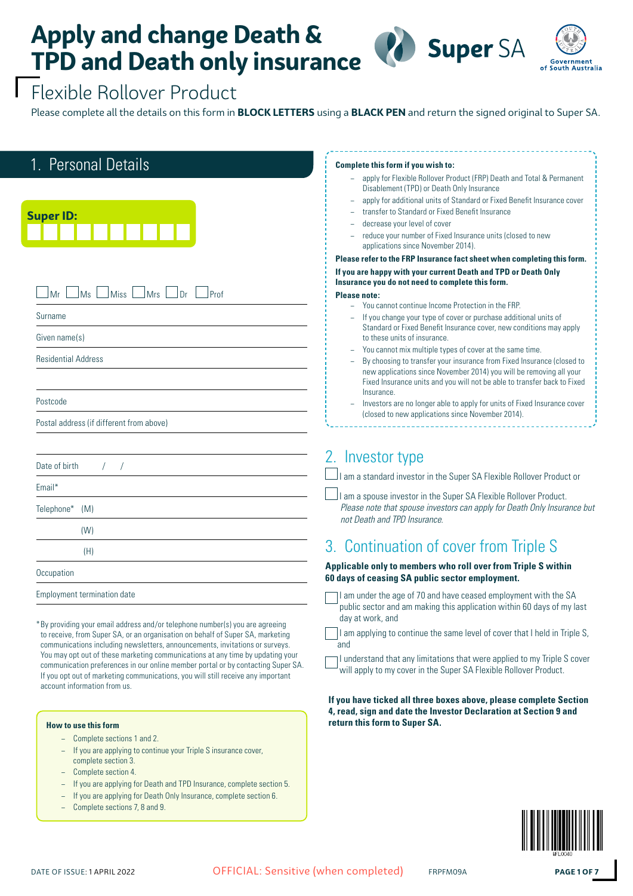# Apply and change Death & TPD and Death only insurance

## Flexible Rollover Product

Please complete all the details on this form in **BLOCK LETTERS** using a **BLACK PEN** and return the signed original to Super SA.

## 1. Personal Details

**Super ID:** ☐☐☐☐☐☐☐☐☐☐

☐ Mr ☐ Ms ☐ Miss ☐ Mrs ☐ Dr ☐ Prof

Surname

Given name(s)

Residential Address

Postcode

Postal address (if different from above)

Date of birth / /

Email*

Telephone* (M)

(W)

(H)

Occupation

Employment termination date

*By providing your email address and/or telephone number(s) you are agreeing to receive, from Super SA, or an organisation on behalf of Super SA, marketing communications including newsletters, announcements, invitations or surveys. You may opt out of these marketing communications at any time by updating your communication preferences in our online member portal or by contacting Super SA. If you opt out of marketing communications, you will still receive any important account information from us.

**How to use this form**

- Complete sections 1 and 2.
- If you are applying to continue your Triple S insurance cover, complete section 3.
- Complete section 4.
- If you are applying for Death and TPD Insurance, complete section 5.
- If you are applying for Death Only Insurance, complete section 6.
- Complete sections 7, 8 and 9.

**Complete this form if you wish to:**

- apply for Flexible Rollover Product (FRP) Death and Total & Permanent Disablement (TPD) or Death Only Insurance
- apply for additional units of Standard or Fixed Benefit Insurance cover
- transfer to Standard or Fixed Benefit Insurance
- decrease your level of cover
- reduce your number of Fixed Insurance units (closed to new applications since November 2014).

**Please refer to the FRP Insurance fact sheet when completing this form.**

**If you are happy with your current Death and TPD or Death Only Insurance you do not need to complete this form.**

**Please note:**

- You cannot continue Income Protection in the FRP.
- If you change your type of cover or purchase additional units of Standard or Fixed Benefit Insurance cover, new conditions may apply to these units of insurance.
- You cannot mix multiple types of cover at the same time.
- By choosing to transfer your insurance from Fixed Insurance (closed to new applications since November 2014) you will be removing all your Fixed Insurance units and you will not be able to transfer back to Fixed Insurance.
- Investors are no longer able to apply for units of Fixed Insurance cover (closed to new applications since November 2014).

## 2. Investor type

☐ I am a standard investor in the Super SA Flexible Rollover Product or

☐ I am a spouse investor in the Super SA Flexible Rollover Product.
*Please note that spouse investors can apply for Death Only Insurance but not Death and TPD Insurance.*

## 3. Continuation of cover from Triple S

**Applicable only to members who roll over from Triple S within 60 days of ceasing SA public sector employment.**

☐ I am under the age of 70 and have ceased employment with the SA public sector and am making this application within 60 days of my last day at work, and

☐ I am applying to continue the same level of cover that I held in Triple S, and

☐ I understand that any limitations that were applied to my Triple S cover will apply to my cover in the Super SA Flexible Rollover Product.

**If you have ticked all three boxes above, please complete Section 4, read, sign and date the Investor Declaration at Section 9 and return this form to Super SA.**

DATE OF ISSUE: 1 APRIL 2022 OFFICIAL: Sensitive (when completed) FRPFM09A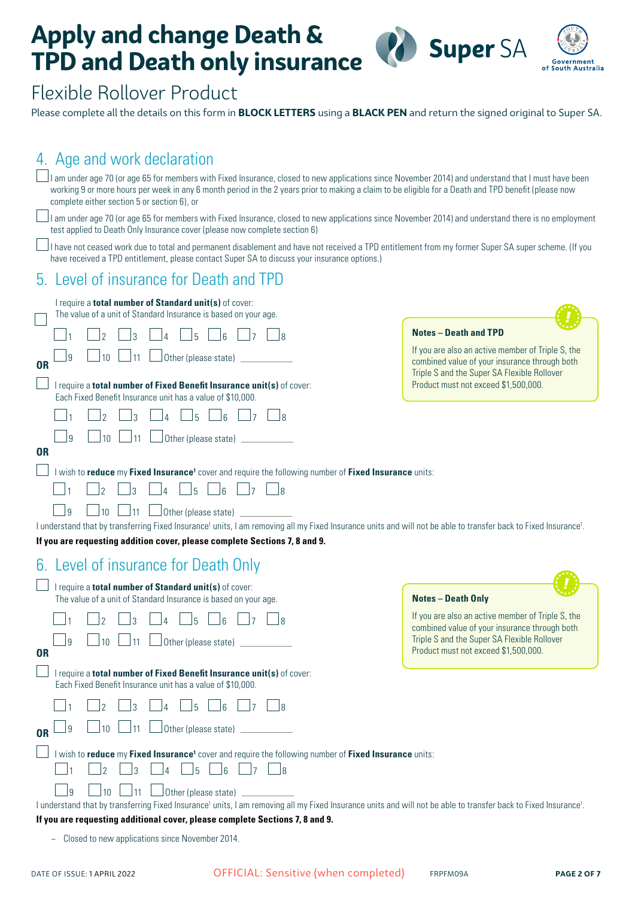# Apply and change Death & TPD and Death only insurance

## Flexible Rollover Product

Please complete all the details on this form in **BLOCK LETTERS** using a **BLACK PEN** and return the signed original to Super SA.

## 4. Age and work declaration

☐ I am under age 70 (or age 65 for members with Fixed Insurance, closed to new applications since November 2014) and understand that I must have been working 9 or more hours per week in any 6 month period in the 2 years prior to making a claim to be eligible for a Death and TPD benefit (please now complete either section 5 or section 6), or

☐ I am under age 70 (or age 65 for members with Fixed Insurance, closed to new applications since November 2014) and understand there is no employment test applied to Death Only Insurance cover (please now complete section 6)

☐ I have not ceased work due to total and permanent disablement and have not received a TPD entitlement from my former Super SA super scheme. (If you have received a TPD entitlement, please contact Super SA to discuss your insurance options.)

## 5. Level of insurance for Death and TPD

☐ I require a **total number of Standard unit(s)** of cover:
The value of a unit of Standard Insurance is based on your age.

☐ 1 ☐ 2 ☐ 3 ☐ 4 ☐ 5 ☐ 6 ☐ 7 ☐ 8

☐ 9 ☐ 10 ☐ 11 ☐ Other (please state) ____________

**OR**

☐ I require a **total number of Fixed Benefit Insurance unit(s)** of cover:
Each Fixed Benefit Insurance unit has a value of $10,000.

☐ 1 ☐ 2 ☐ 3 ☐ 4 ☐ 5 ☐ 6 ☐ 7 ☐ 8

☐ 9 ☐ 10 ☐ 11 ☐ Other (please state) ____________

**OR**

☐ I wish to **reduce** my **Fixed Insurance**[1] cover and require the following number of **Fixed Insurance** units:

☐ 1 ☐ 2 ☐ 3 ☐ 4 ☐ 5 ☐ 6 ☐ 7 ☐ 8

☐ 9 ☐ 10 ☐ 11 ☐ Other (please state) ____________

I understand that by transferring Fixed Insurance[1] units, I am removing all my Fixed Insurance units and will not be able to transfer back to Fixed Insurance[1].

**If you are requesting addition cover, please complete Sections 7, 8 and 9.**

> **Notes – Death and TPD**
>
> If you are also an active member of Triple S, the combined value of your insurance through both Triple S and the Super SA Flexible Rollover Product must not exceed $1,500,000.

## 6. Level of insurance for Death Only

☐ I require a **total number of Standard unit(s)** of cover:
The value of a unit of Standard Insurance is based on your age.

☐ 1 ☐ 2 ☐ 3 ☐ 4 ☐ 5 ☐ 6 ☐ 7 ☐ 8

☐ 9 ☐ 10 ☐ 11 ☐ Other (please state) ____________

**OR**

☐ I require a **total number of Fixed Benefit Insurance unit(s)** of cover:
Each Fixed Benefit Insurance unit has a value of $10,000.

☐ 1 ☐ 2 ☐ 3 ☐ 4 ☐ 5 ☐ 6 ☐ 7 ☐ 8

☐ 9 ☐ 10 ☐ 11 ☐ Other (please state) ____________

**OR**

☐ I wish to **reduce** my **Fixed Insurance**[1] cover and require the following number of **Fixed Insurance** units:

☐ 1 ☐ 2 ☐ 3 ☐ 4 ☐ 5 ☐ 6 ☐ 7 ☐ 8

☐ 9 ☐ 10 ☐ 11 ☐ Other (please state) ____________

I understand that by transferring Fixed Insurance[1] units, I am removing all my Fixed Insurance units and will not be able to transfer back to Fixed Insurance[1].

**If you are requesting additional cover, please complete Sections 7, 8 and 9.**

> **Notes – Death Only**
>
> If you are also an active member of Triple S, the combined value of your insurance through both Triple S and the Super SA Flexible Rollover Product must not exceed $1,500,000.

– Closed to new applications since November 2014.

DATE OF ISSUE: 1 APRIL 2022 OFFICIAL: Sensitive (when completed) FRPFM09A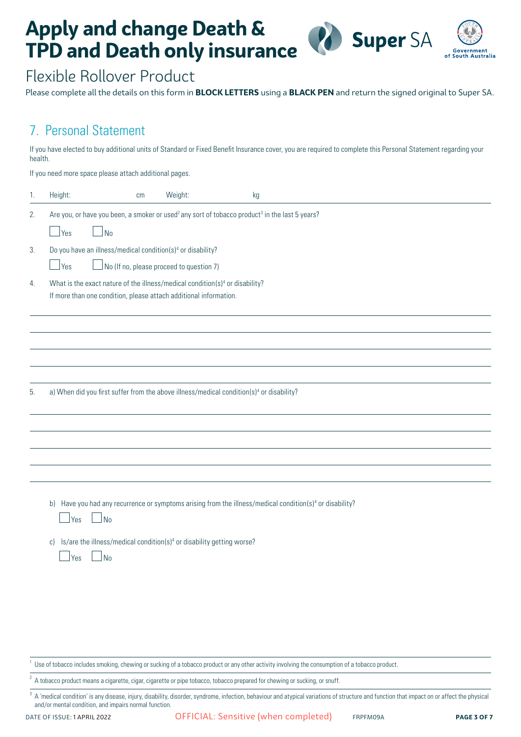# Apply and change Death & TPD and Death only insurance

## Flexible Rollover Product

Please complete all the details on this form in **BLOCK LETTERS** using a **BLACK PEN** and return the signed original to Super SA.

## 7. Personal Statement

If you have elected to buy additional units of Standard or Fixed Benefit Insurance cover, you are required to complete this Personal Statement regarding your health.

If you need more space please attach additional pages.

1. Height: ____ cm  Weight: ____ kg

2. Are you, or have you been, a smoker or used[2] any sort of tobacco product[3] in the last 5 years?

   ☐ Yes  ☐ No

3. Do you have an illness/medical condition(s)[4] or disability?

   ☐ Yes  ☐ No (If no, please proceed to question 7)

4. What is the exact nature of the illness/medical condition(s)[4] or disability?
   If more than one condition, please attach additional information.

   ______________________________________________

   ______________________________________________

   ______________________________________________

   ______________________________________________

5. a) When did you first suffer from the above illness/medical condition(s)[4] or disability?

   ______________________________________________

   ______________________________________________

   ______________________________________________

   ______________________________________________

   b) Have you had any recurrence or symptoms arising from the illness/medical condition(s)[4] or disability?

   ☐ Yes  ☐ No

   c) Is/are the illness/medical condition(s)[4] or disability getting worse?

   ☐ Yes  ☐ No

---

[1] Use of tobacco includes smoking, chewing or sucking of a tobacco product or any other activity involving the consumption of a tobacco product.

[2] A tobacco product means a cigarette, cigar, cigarette or pipe tobacco, tobacco prepared for chewing or sucking, or snuff.

[3] A 'medical condition' is any disease, injury, disability, disorder, syndrome, infection, behaviour and atypical variations of structure and function that impact on or affect the physical and/or mental condition, and impairs normal function.

DATE OF ISSUE: 1 APRIL 2022  OFFICIAL: Sensitive (when completed)  FRPFM09A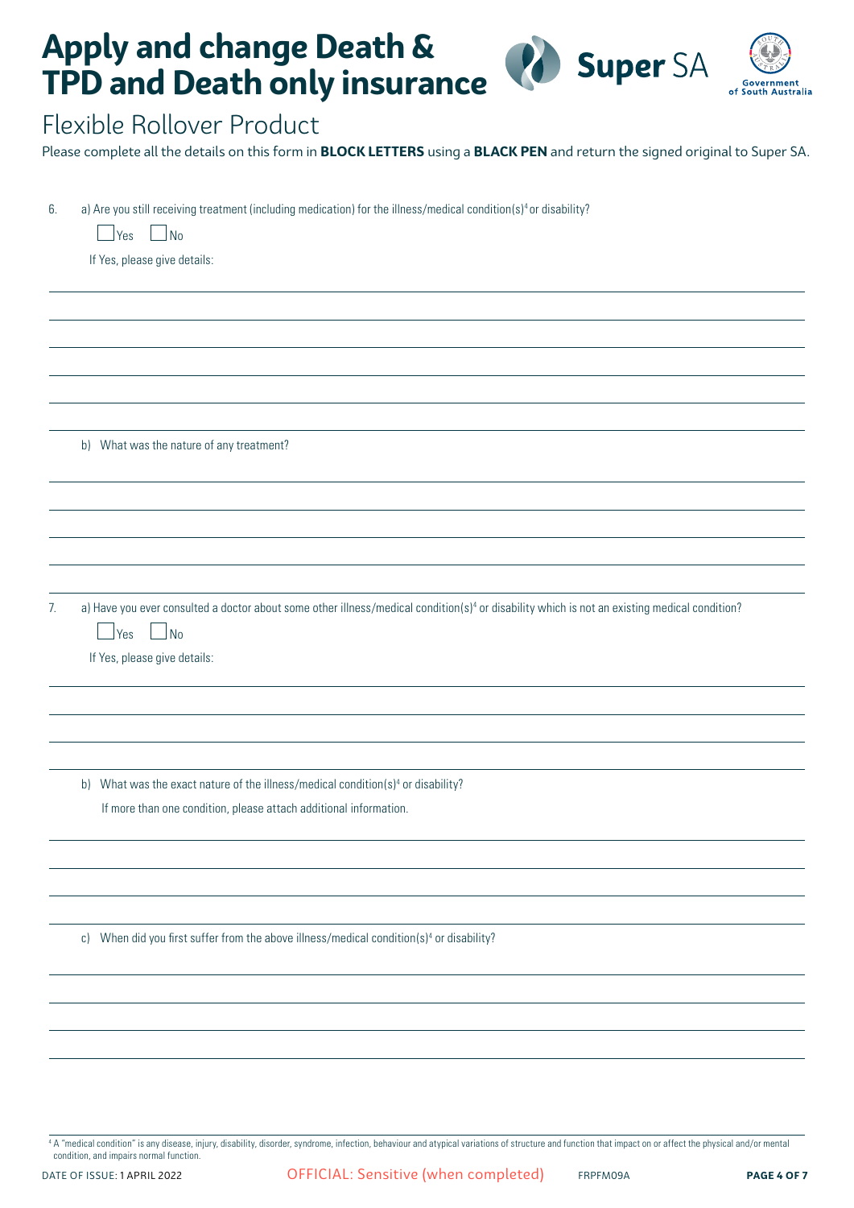# Apply and change Death & TPD and Death only insurance

## Flexible Rollover Product

Please complete all the details on this form in **BLOCK LETTERS** using a **BLACK PEN** and return the signed original to Super SA.

6. a) Are you still receiving treatment (including medication) for the illness/medical condition(s)[4] or disability?

   ☐ Yes ☐ No

   If Yes, please give details:

   b) What was the nature of any treatment?

7. a) Have you ever consulted a doctor about some other illness/medical condition(s)[4] or disability which is not an existing medical condition?

   ☐ Yes ☐ No

   If Yes, please give details:

   b) What was the exact nature of the illness/medical condition(s)[4] or disability?

   If more than one condition, please attach additional information.

   c) When did you first suffer from the above illness/medical condition(s)[4] or disability?

[4] A "medical condition" is any disease, injury, disability, disorder, syndrome, infection, behaviour and atypical variations of structure and function that impact on or affect the physical and/or mental condition, and impairs normal function.

DATE OF ISSUE: 1 APRIL 2022 OFFICIAL: Sensitive (when completed) FRPFM09A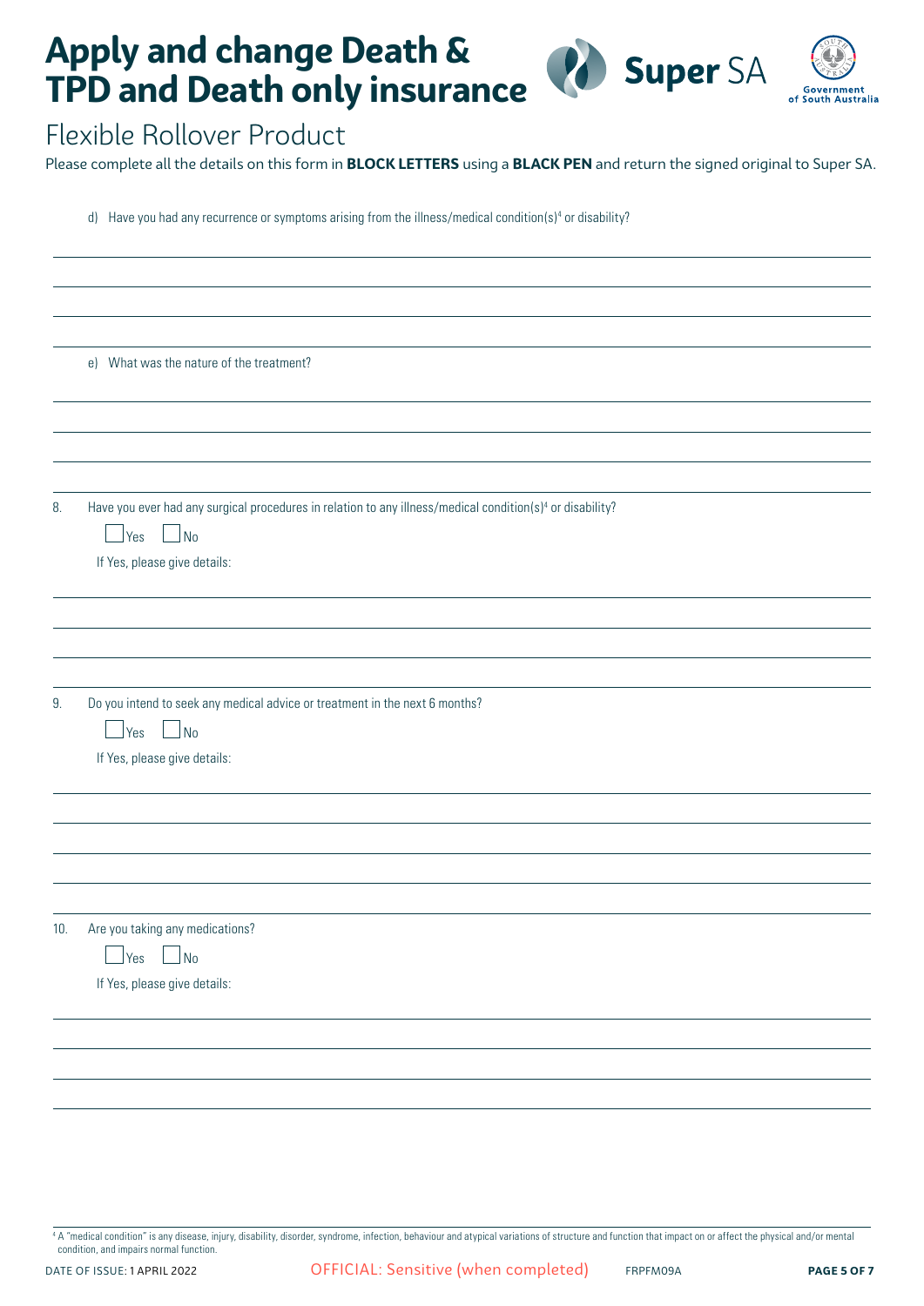# Apply and change Death & TPD and Death only insurance

## Flexible Rollover Product

Please complete all the details on this form in **BLOCK LETTERS** using a **BLACK PEN** and return the signed original to Super SA.

d) Have you had any recurrence or symptoms arising from the illness/medical condition(s)[4] or disability?

e) What was the nature of the treatment?

8. Have you ever had any surgical procedures in relation to any illness/medical condition(s)[4] or disability?

☐ Yes ☐ No

If Yes, please give details:

9. Do you intend to seek any medical advice or treatment in the next 6 months?

☐ Yes ☐ No

If Yes, please give details:

10. Are you taking any medications?

☐ Yes ☐ No

If Yes, please give details:

[4] A "medical condition" is any disease, injury, disability, disorder, syndrome, infection, behaviour and atypical variations of structure and function that impact on or affect the physical and/or mental condition, and impairs normal function.

DATE OF ISSUE: 1 APRIL 2022 OFFICIAL: Sensitive (when completed) FRPFM09A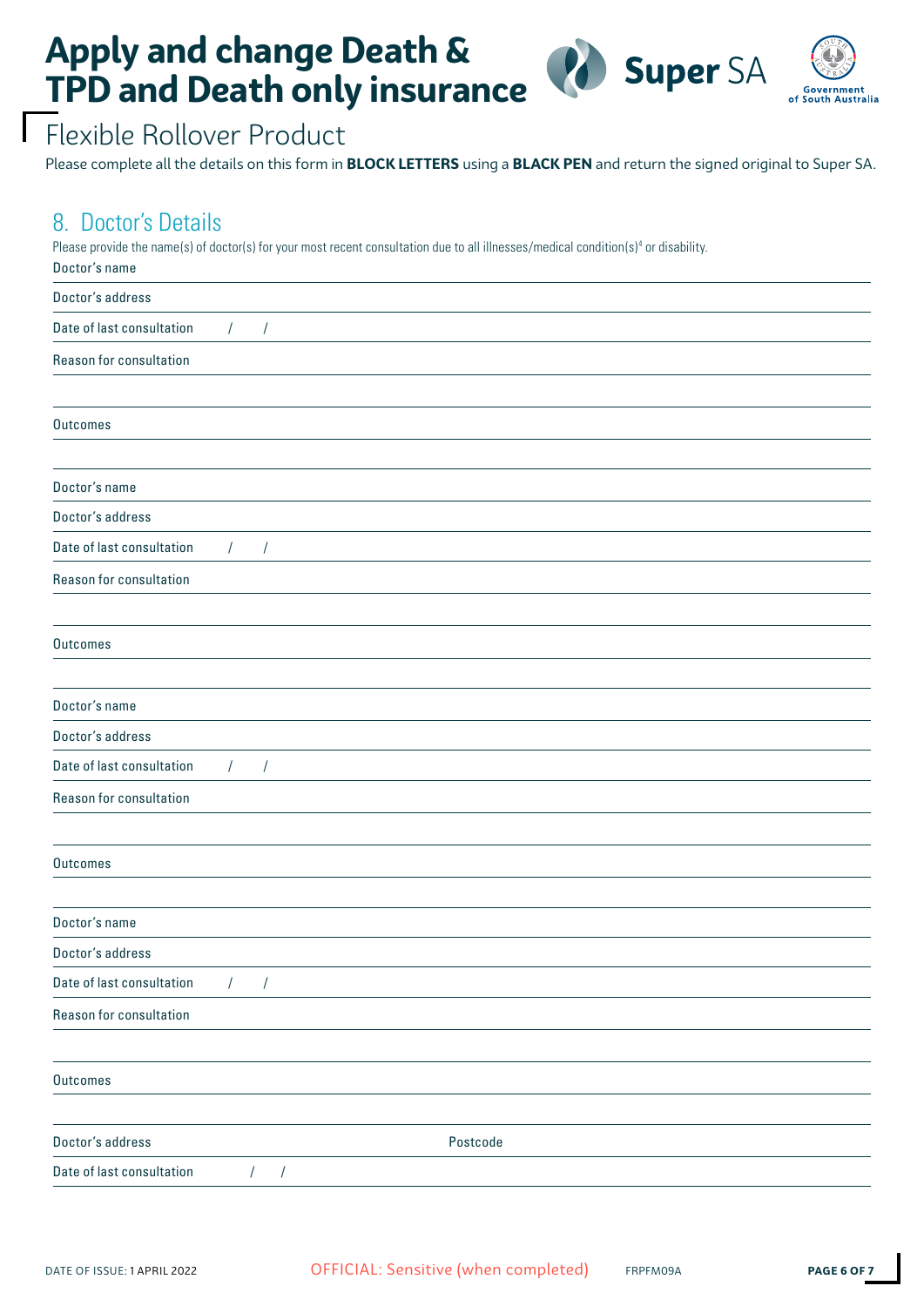# Apply and change Death & TPD and Death only insurance

Flexible Rollover Product

Please complete all the details on this form in **BLOCK LETTERS** using a **BLACK PEN** and return the signed original to Super SA.

## 8. Doctor's Details

Please provide the name(s) of doctor(s) for your most recent consultation due to all illnesses/medical condition(s)[4] or disability.

Doctor's name

Doctor's address

Date of last consultation / /

Reason for consultation

Outcomes

Doctor's name

Doctor's address

Date of last consultation / /

Reason for consultation

Outcomes

Doctor's name

Doctor's address

Date of last consultation / /

Reason for consultation

Outcomes

Doctor's name

Doctor's address

Date of last consultation / /

Reason for consultation

Outcomes

Doctor's address Postcode

Date of last consultation / /

DATE OF ISSUE: 1 APRIL 2022 OFFICIAL: Sensitive (when completed) FRPFM09A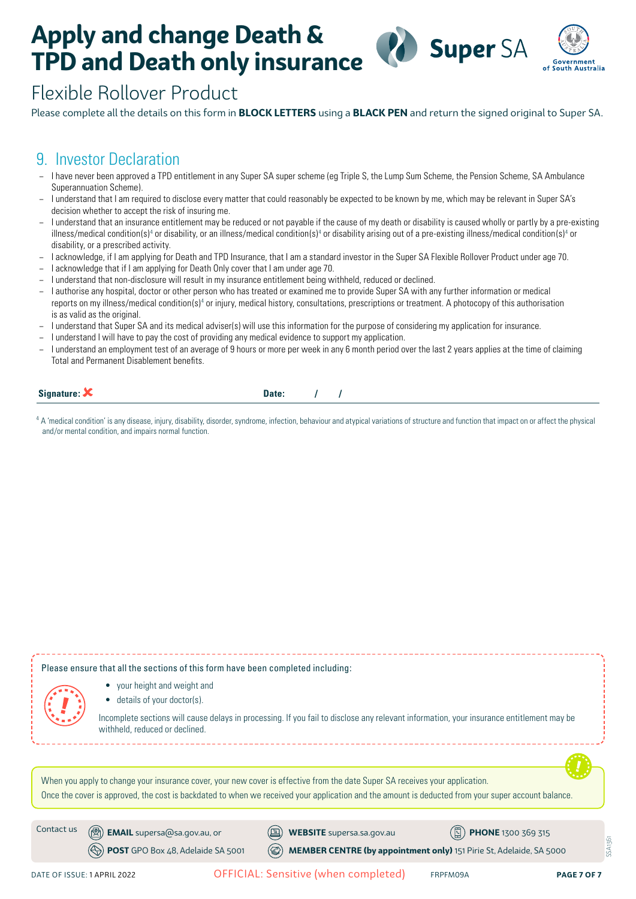# Apply and change Death & TPD and Death only insurance

## Flexible Rollover Product

Please complete all the details on this form in **BLOCK LETTERS** using a **BLACK PEN** and return the signed original to Super SA.

## 9. Investor Declaration

- I have never been approved a TPD entitlement in any Super SA super scheme (eg Triple S, the Lump Sum Scheme, the Pension Scheme, SA Ambulance Superannuation Scheme).
- I understand that I am required to disclose every matter that could reasonably be expected to be known by me, which may be relevant in Super SA's decision whether to accept the risk of insuring me.
- I understand that an insurance entitlement may be reduced or not payable if the cause of my death or disability is caused wholly or partly by a pre-existing illness/medical condition(s)[4] or disability, or an illness/medical condition(s)[4] or disability arising out of a pre-existing illness/medical condition(s)[4] or disability, or a prescribed activity.
- I acknowledge, if I am applying for Death and TPD Insurance, that I am a standard investor in the Super SA Flexible Rollover Product under age 70.
- I acknowledge that if I am applying for Death Only cover that I am under age 70.
- I understand that non-disclosure will result in my insurance entitlement being withheld, reduced or declined.
- I authorise any hospital, doctor or other person who has treated or examined me to provide Super SA with any further information or medical reports on my illness/medical condition(s)[4] or injury, medical history, consultations, prescriptions or treatment. A photocopy of this authorisation is as valid as the original.
- I understand that Super SA and its medical adviser(s) will use this information for the purpose of considering my application for insurance.
- I understand I will have to pay the cost of providing any medical evidence to support my application.
- I understand an employment test of an average of 9 hours or more per week in any 6 month period over the last 2 years applies at the time of claiming Total and Permanent Disablement benefits.

**Signature:** ✘ **Date:** / /

[4] A 'medical condition' is any disease, injury, disability, disorder, syndrome, infection, behaviour and atypical variations of structure and function that impact on or affect the physical and/or mental condition, and impairs normal function.

Please ensure that all the sections of this form have been completed including:

- your height and weight and
- details of your doctor(s).

Incomplete sections will cause delays in processing. If you fail to disclose any relevant information, your insurance entitlement may be withheld, reduced or declined.

When you apply to change your insurance cover, your new cover is effective from the date Super SA receives your application.
Once the cover is approved, the cost is backdated to when we received your application and the amount is deducted from your super account balance.

Contact us

**EMAIL** supersa@sa.gov.au, or
**POST** GPO Box 48, Adelaide SA 5001
**WEBSITE** supersa.sa.gov.au
**MEMBER CENTRE (by appointment only)** 151 Pirie St, Adelaide, SA 5000
**PHONE** 1300 369 315

DATE OF ISSUE: 1 APRIL 2022 OFFICIAL: Sensitive (when completed) FRPFM09A